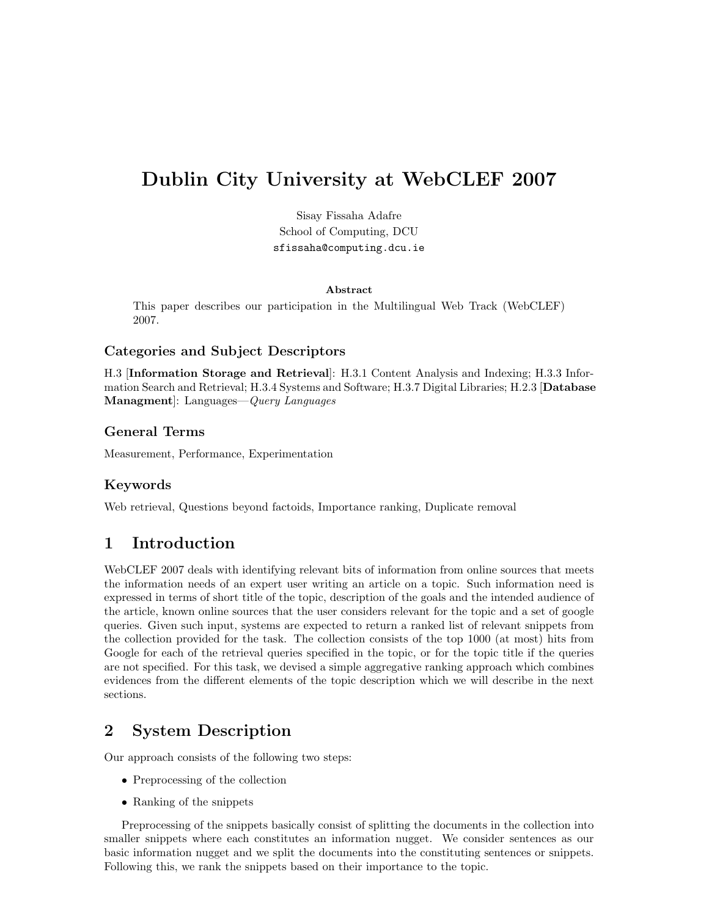# Dublin City University at WebCLEF 2007

Sisay Fissaha Adafre
School of Computing, DCU
sfissaha@computing.dcu.ie

**Abstract**

This paper describes our participation in the Multilingual Web Track (WebCLEF) 2007.

### Categories and Subject Descriptors

H.3 [**Information Storage and Retrieval**]: H.3.1 Content Analysis and Indexing; H.3.3 Information Search and Retrieval; H.3.4 Systems and Software; H.3.7 Digital Libraries; H.2.3 [**Database Managment**]: Languages—*Query Languages*

### General Terms

Measurement, Performance, Experimentation

### Keywords

Web retrieval, Questions beyond factoids, Importance ranking, Duplicate removal

## 1 Introduction

WebCLEF 2007 deals with identifying relevant bits of information from online sources that meets the information needs of an expert user writing an article on a topic. Such information need is expressed in terms of short title of the topic, description of the goals and the intended audience of the article, known online sources that the user considers relevant for the topic and a set of google queries. Given such input, systems are expected to return a ranked list of relevant snippets from the collection provided for the task. The collection consists of the top 1000 (at most) hits from Google for each of the retrieval queries specified in the topic, or for the topic title if the queries are not specified. For this task, we devised a simple aggregative ranking approach which combines evidences from the different elements of the topic description which we will describe in the next sections.

## 2 System Description

Our approach consists of the following two steps:

- Preprocessing of the collection
- Ranking of the snippets

Preprocessing of the snippets basically consist of splitting the documents in the collection into smaller snippets where each constitutes an information nugget. We consider sentences as our basic information nugget and we split the documents into the constituting sentences or snippets. Following this, we rank the snippets based on their importance to the topic.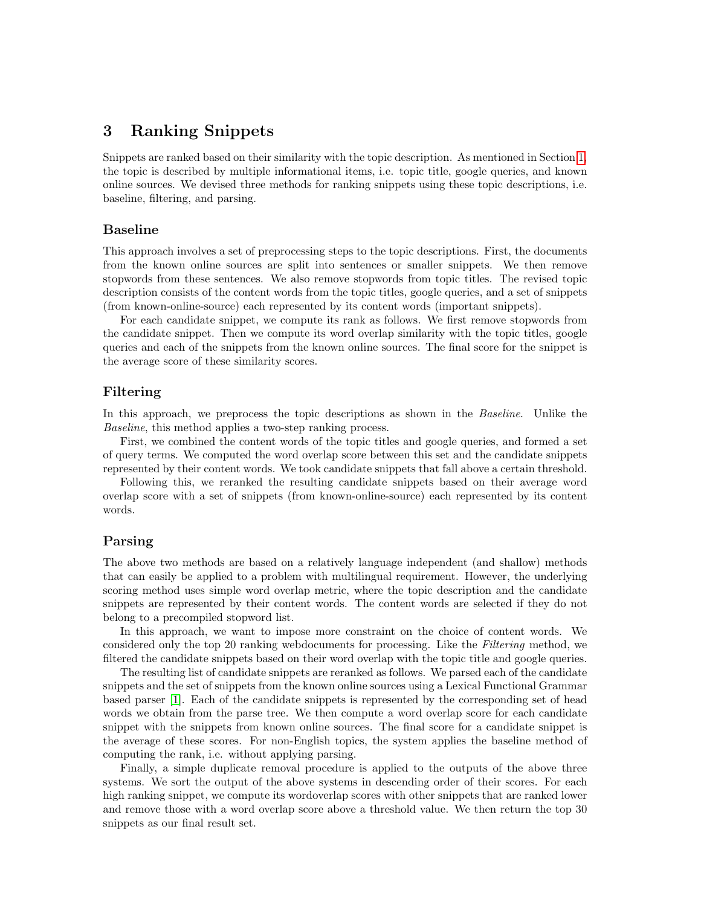## 3 Ranking Snippets

Snippets are ranked based on their similarity with the topic description. As mentioned in Section 1, the topic is described by multiple informational items, i.e. topic title, google queries, and known online sources. We devised three methods for ranking snippets using these topic descriptions, i.e. baseline, filtering, and parsing.

### Baseline

This approach involves a set of preprocessing steps to the topic descriptions. First, the documents from the known online sources are split into sentences or smaller snippets. We then remove stopwords from these sentences. We also remove stopwords from topic titles. The revised topic description consists of the content words from the topic titles, google queries, and a set of snippets (from known-online-source) each represented by its content words (important snippets).

For each candidate snippet, we compute its rank as follows. We first remove stopwords from the candidate snippet. Then we compute its word overlap similarity with the topic titles, google queries and each of the snippets from the known online sources. The final score for the snippet is the average score of these similarity scores.

### Filtering

In this approach, we preprocess the topic descriptions as shown in the *Baseline*. Unlike the *Baseline*, this method applies a two-step ranking process.

First, we combined the content words of the topic titles and google queries, and formed a set of query terms. We computed the word overlap score between this set and the candidate snippets represented by their content words. We took candidate snippets that fall above a certain threshold.

Following this, we reranked the resulting candidate snippets based on their average word overlap score with a set of snippets (from known-online-source) each represented by its content words.

### Parsing

The above two methods are based on a relatively language independent (and shallow) methods that can easily be applied to a problem with multilingual requirement. However, the underlying scoring method uses simple word overlap metric, where the topic description and the candidate snippets are represented by their content words. The content words are selected if they do not belong to a precompiled stopword list.

In this approach, we want to impose more constraint on the choice of content words. We considered only the top 20 ranking webdocuments for processing. Like the *Filtering* method, we filtered the candidate snippets based on their word overlap with the topic title and google queries.

The resulting list of candidate snippets are reranked as follows. We parsed each of the candidate snippets and the set of snippets from the known online sources using a Lexical Functional Grammar based parser [1]. Each of the candidate snippets is represented by the corresponding set of head words we obtain from the parse tree. We then compute a word overlap score for each candidate snippet with the snippets from known online sources. The final score for a candidate snippet is the average of these scores. For non-English topics, the system applies the baseline method of computing the rank, i.e. without applying parsing.

Finally, a simple duplicate removal procedure is applied to the outputs of the above three systems. We sort the output of the above systems in descending order of their scores. For each high ranking snippet, we compute its wordoverlap scores with other snippets that are ranked lower and remove those with a word overlap score above a threshold value. We then return the top 30 snippets as our final result set.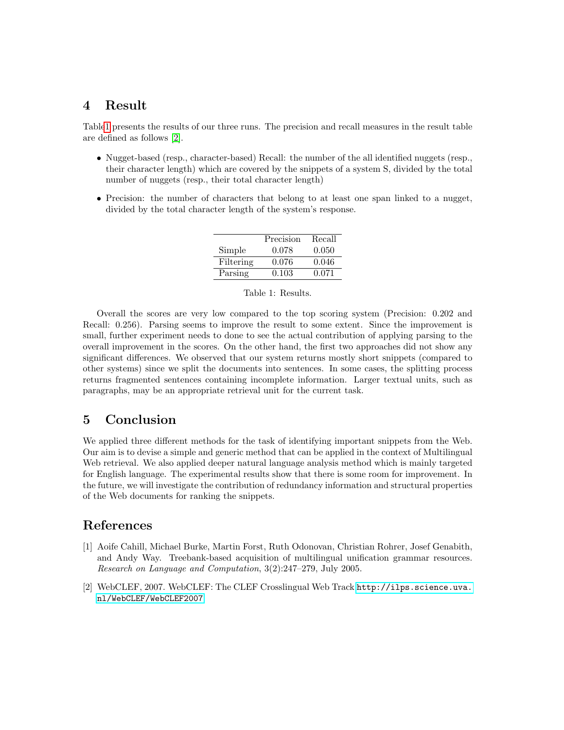## 4 Result

Table1 presents the results of our three runs. The precision and recall measures in the result table are defined as follows [2].

- Nugget-based (resp., character-based) Recall: the number of the all identified nuggets (resp., their character length) which are covered by the snippets of a system S, divided by the total number of nuggets (resp., their total character length)
- Precision: the number of characters that belong to at least one span linked to a nugget, divided by the total character length of the system's response.

| | Precision | Recall |
|---|---|---|
| Simple | 0.078 | 0.050 |
| Filtering | 0.076 | 0.046 |
| Parsing | 0.103 | 0.071 |

Table 1: Results.

Overall the scores are very low compared to the top scoring system (Precision: 0.202 and Recall: 0.256). Parsing seems to improve the result to some extent. Since the improvement is small, further experiment needs to done to see the actual contribution of applying parsing to the overall improvement in the scores. On the other hand, the first two approaches did not show any significant differences. We observed that our system returns mostly short snippets (compared to other systems) since we split the documents into sentences. In some cases, the splitting process returns fragmented sentences containing incomplete information. Larger textual units, such as paragraphs, may be an appropriate retrieval unit for the current task.

## 5 Conclusion

We applied three different methods for the task of identifying important snippets from the Web. Our aim is to devise a simple and generic method that can be applied in the context of Multilingual Web retrieval. We also applied deeper natural language analysis method which is mainly targeted for English language. The experimental results show that there is some room for improvement. In the future, we will investigate the contribution of redundancy information and structural properties of the Web documents for ranking the snippets.

## References

[1] Aoife Cahill, Michael Burke, Martin Forst, Ruth Odonovan, Christian Rohrer, Josef Genabith, and Andy Way. Treebank-based acquisition of multilingual unification grammar resources. *Research on Language and Computation*, 3(2):247–279, July 2005.

[2] WebCLEF, 2007. WebCLEF: The CLEF Crosslingual Web Track http://ilps.science.uva.nl/WebCLEF/WebCLEF2007